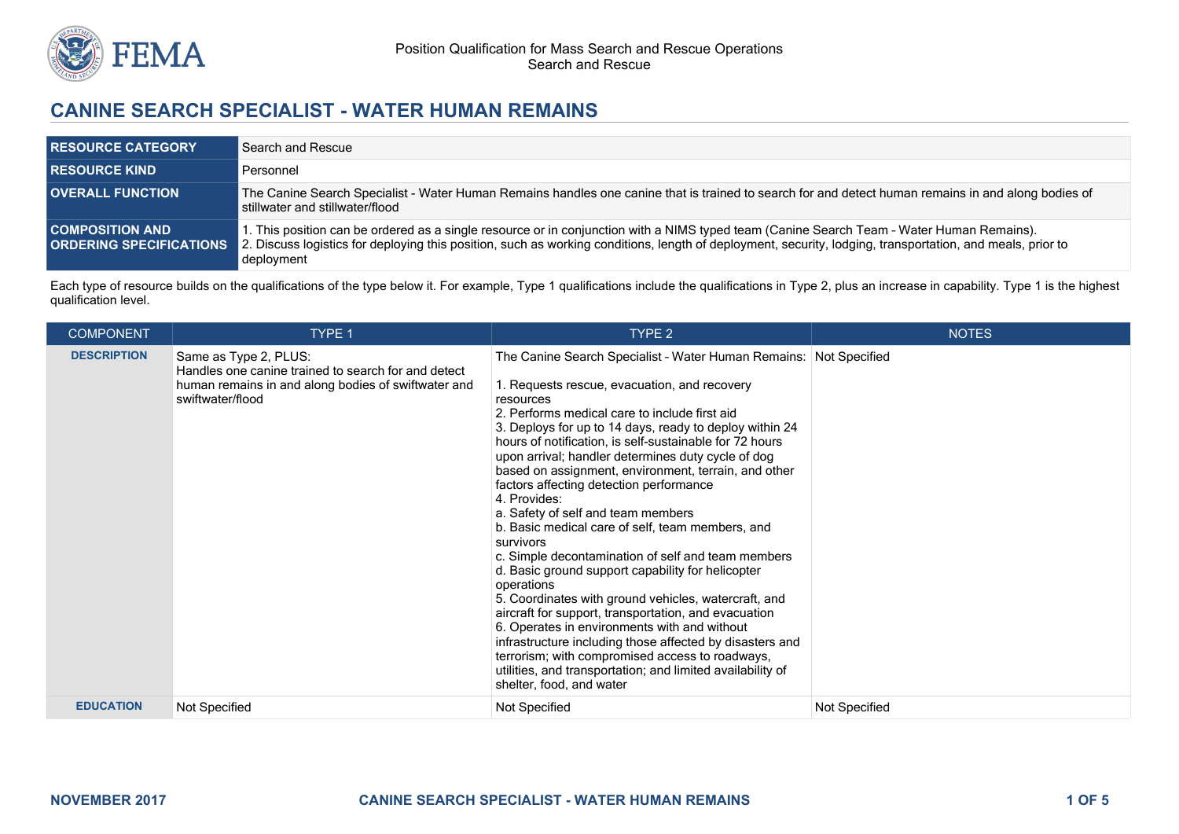# CANINE SEARCH SPECIALIST - WATER HUMAN REMAINS

| | |
|---|---|
| **RESOURCE CATEGORY** | Search and Rescue |
| **RESOURCE KIND** | Personnel |
| **OVERALL FUNCTION** | The Canine Search Specialist - Water Human Remains handles one canine that is trained to search for and detect human remains in and along bodies of stillwater and stillwater/flood |
| **COMPOSITION AND ORDERING SPECIFICATIONS** | 1. This position can be ordered as a single resource or in conjunction with a NIMS typed team (Canine Search Team - Water Human Remains).<br>2. Discuss logistics for deploying this position, such as working conditions, length of deployment, security, lodging, transportation, and meals, prior to deployment |

Each type of resource builds on the qualifications of the type below it. For example, Type 1 qualifications include the qualifications in Type 2, plus an increase in capability. Type 1 is the highest qualification level.

| COMPONENT | TYPE 1 | TYPE 2 | NOTES |
|---|---|---|---|
| **DESCRIPTION** | Same as Type 2, PLUS:<br>Handles one canine trained to search for and detect human remains in and along bodies of swiftwater and swiftwater/flood | The Canine Search Specialist - Water Human Remains:<br><br>1. Requests rescue, evacuation, and recovery resources<br>2. Performs medical care to include first aid<br>3. Deploys for up to 14 days, ready to deploy within 24 hours of notification, is self-sustainable for 72 hours upon arrival; handler determines duty cycle of dog based on assignment, environment, terrain, and other factors affecting detection performance<br>4. Provides:<br>a. Safety of self and team members<br>b. Basic medical care of self, team members, and survivors<br>c. Simple decontamination of self and team members<br>d. Basic ground support capability for helicopter operations<br>5. Coordinates with ground vehicles, watercraft, and aircraft for support, transportation, and evacuation<br>6. Operates in environments with and without infrastructure including those affected by disasters and terrorism; with compromised access to roadways, utilities, and transportation; and limited availability of shelter, food, and water | Not Specified |
| **EDUCATION** | Not Specified | Not Specified | Not Specified |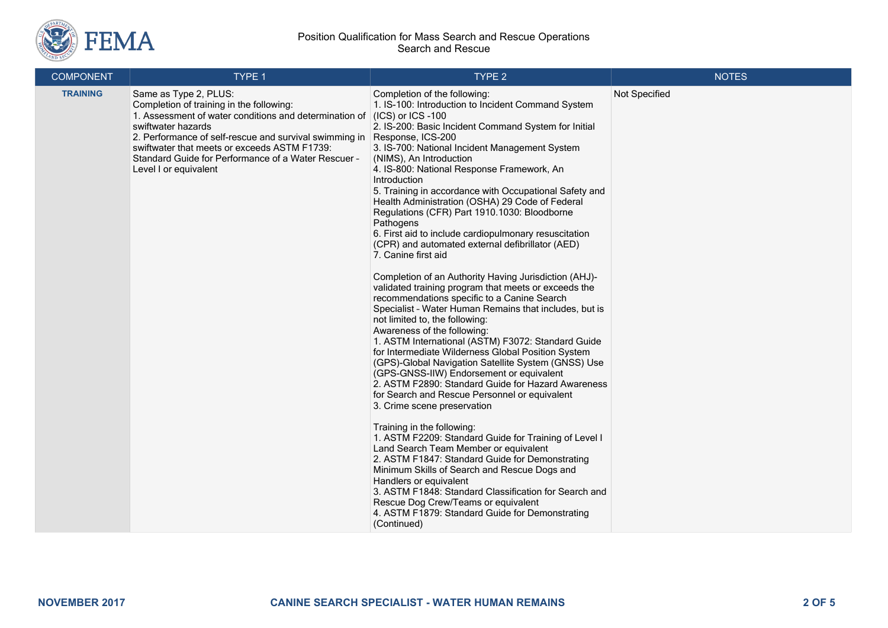| COMPONENT | TYPE 1 | TYPE 2 | NOTES |
|---|---|---|---|
| **TRAINING** | Same as Type 2, PLUS:<br>Completion of training in the following:<br>1. Assessment of water conditions and determination of swiftwater hazards<br>2. Performance of self-rescue and survival swimming in swiftwater that meets or exceeds ASTM F1739: Standard Guide for Performance of a Water Rescuer - Level I or equivalent | Completion of the following:<br>1. IS-100: Introduction to Incident Command System (ICS) or ICS -100<br>2. IS-200: Basic Incident Command System for Initial Response, ICS-200<br>3. IS-700: National Incident Management System (NIMS), An Introduction<br>4. IS-800: National Response Framework, An Introduction<br>5. Training in accordance with Occupational Safety and Health Administration (OSHA) 29 Code of Federal Regulations (CFR) Part 1910.1030: Bloodborne Pathogens<br>6. First aid to include cardiopulmonary resuscitation (CPR) and automated external defibrillator (AED)<br>7. Canine first aid<br><br>Completion of an Authority Having Jurisdiction (AHJ)-validated training program that meets or exceeds the recommendations specific to a Canine Search Specialist - Water Human Remains that includes, but is not limited to, the following:<br>Awareness of the following:<br>1. ASTM International (ASTM) F3072: Standard Guide for Intermediate Wilderness Global Position System (GPS)-Global Navigation Satellite System (GNSS) Use (GPS-GNSS-IIW) Endorsement or equivalent<br>2. ASTM F2890: Standard Guide for Hazard Awareness for Search and Rescue Personnel or equivalent<br>3. Crime scene preservation<br><br>Training in the following:<br>1. ASTM F2209: Standard Guide for Training of Level I Land Search Team Member or equivalent<br>2. ASTM F1847: Standard Guide for Demonstrating Minimum Skills of Search and Rescue Dogs and Handlers or equivalent<br>3. ASTM F1848: Standard Classification for Search and Rescue Dog Crew/Teams or equivalent<br>4. ASTM F1879: Standard Guide for Demonstrating (Continued) | Not Specified |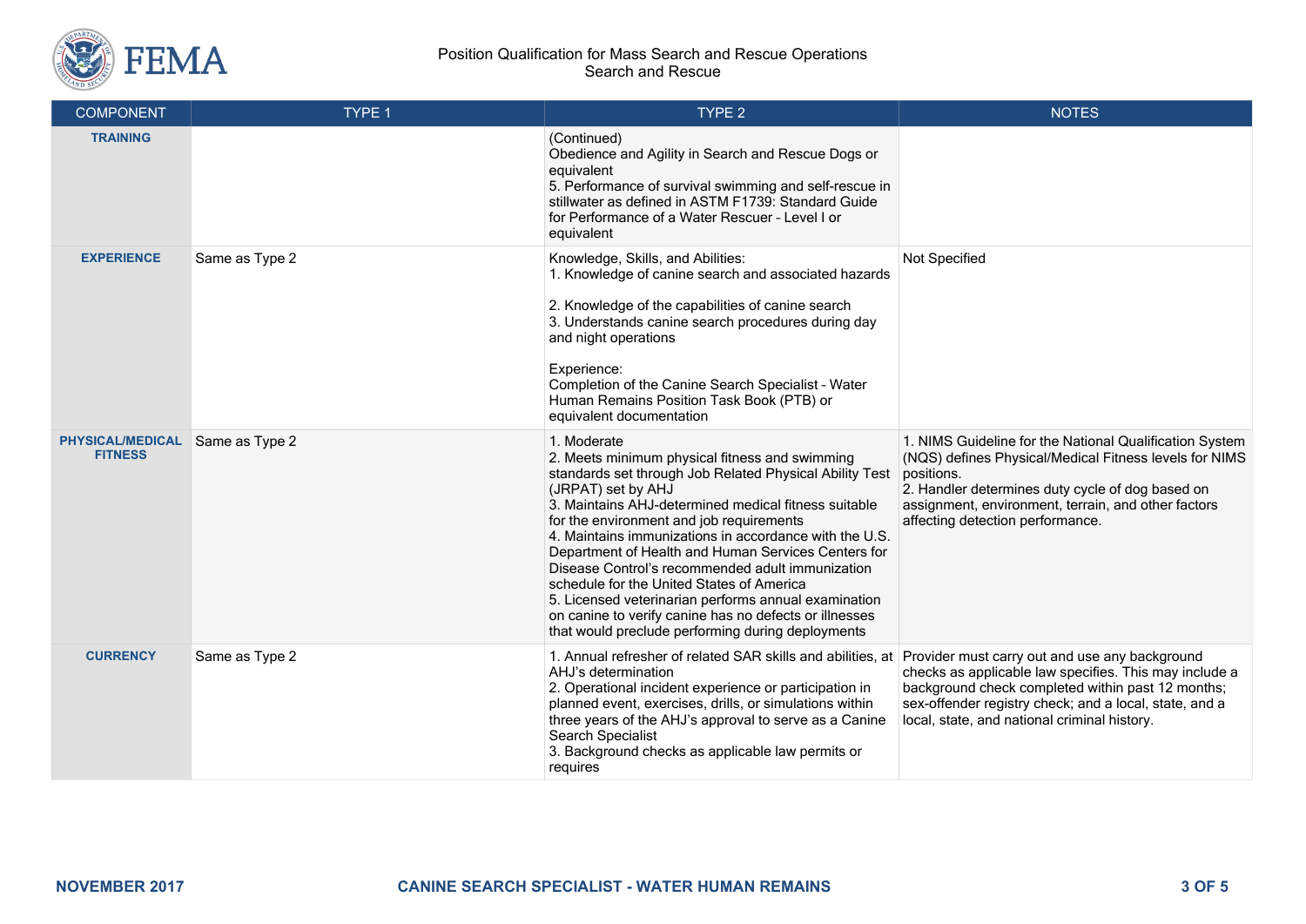Position Qualification for Mass Search and Rescue Operations
Search and Rescue

| COMPONENT | TYPE 1 | TYPE 2 | NOTES |
|---|---|---|---|
| **TRAINING** | | (Continued)<br>Obedience and Agility in Search and Rescue Dogs or equivalent<br>5. Performance of survival swimming and self-rescue in stillwater as defined in ASTM F1739: Standard Guide for Performance of a Water Rescuer - Level I or equivalent | |
| **EXPERIENCE** | Same as Type 2 | Knowledge, Skills, and Abilities:<br>1. Knowledge of canine search and associated hazards<br><br>2. Knowledge of the capabilities of canine search<br>3. Understands canine search procedures during day and night operations<br><br>Experience:<br>Completion of the Canine Search Specialist - Water Human Remains Position Task Book (PTB) or equivalent documentation | Not Specified |
| **PHYSICAL/MEDICAL FITNESS** | Same as Type 2 | 1. Moderate<br>2. Meets minimum physical fitness and swimming standards set through Job Related Physical Ability Test (JRPAT) set by AHJ<br>3. Maintains AHJ-determined medical fitness suitable for the environment and job requirements<br>4. Maintains immunizations in accordance with the U.S. Department of Health and Human Services Centers for Disease Control's recommended adult immunization schedule for the United States of America<br>5. Licensed veterinarian performs annual examination on canine to verify canine has no defects or illnesses that would preclude performing during deployments | 1. NIMS Guideline for the National Qualification System (NQS) defines Physical/Medical Fitness levels for NIMS positions.<br>2. Handler determines duty cycle of dog based on assignment, environment, terrain, and other factors affecting detection performance. |
| **CURRENCY** | Same as Type 2 | 1. Annual refresher of related SAR skills and abilities, at AHJ's determination<br>2. Operational incident experience or participation in planned event, exercises, drills, or simulations within three years of the AHJ's approval to serve as a Canine Search Specialist<br>3. Background checks as applicable law permits or requires | Provider must carry out and use any background checks as applicable law specifies. This may include a background check completed within past 12 months; sex-offender registry check; and a local, state, and a local, state, and national criminal history. |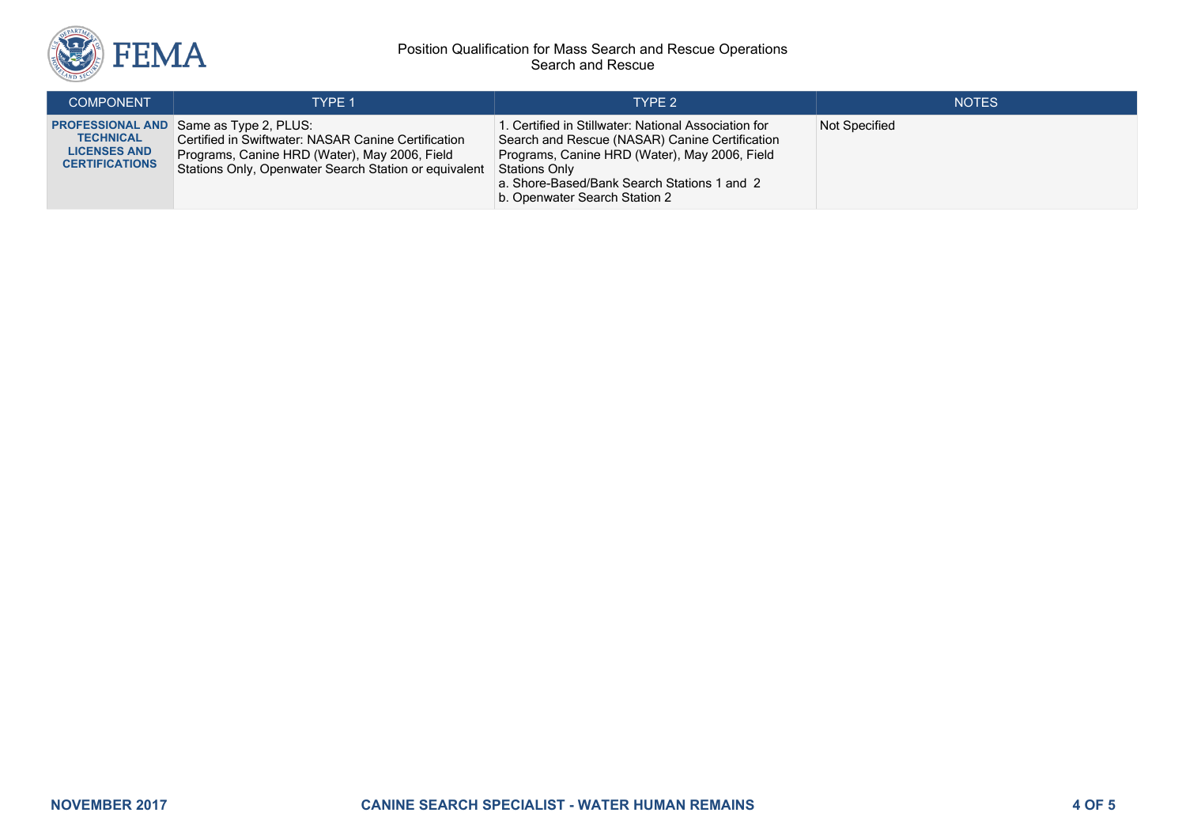| COMPONENT | TYPE 1 | TYPE 2 | NOTES |
|---|---|---|---|
| **PROFESSIONAL AND TECHNICAL LICENSES AND CERTIFICATIONS** | Same as Type 2, PLUS:<br>Certified in Swiftwater: NASAR Canine Certification Programs, Canine HRD (Water), May 2006, Field Stations Only, Openwater Search Station or equivalent | 1. Certified in Stillwater: National Association for Search and Rescue (NASAR) Canine Certification Programs, Canine HRD (Water), May 2006, Field Stations Only<br>a. Shore-Based/Bank Search Stations 1 and 2<br>b. Openwater Search Station 2 | Not Specified |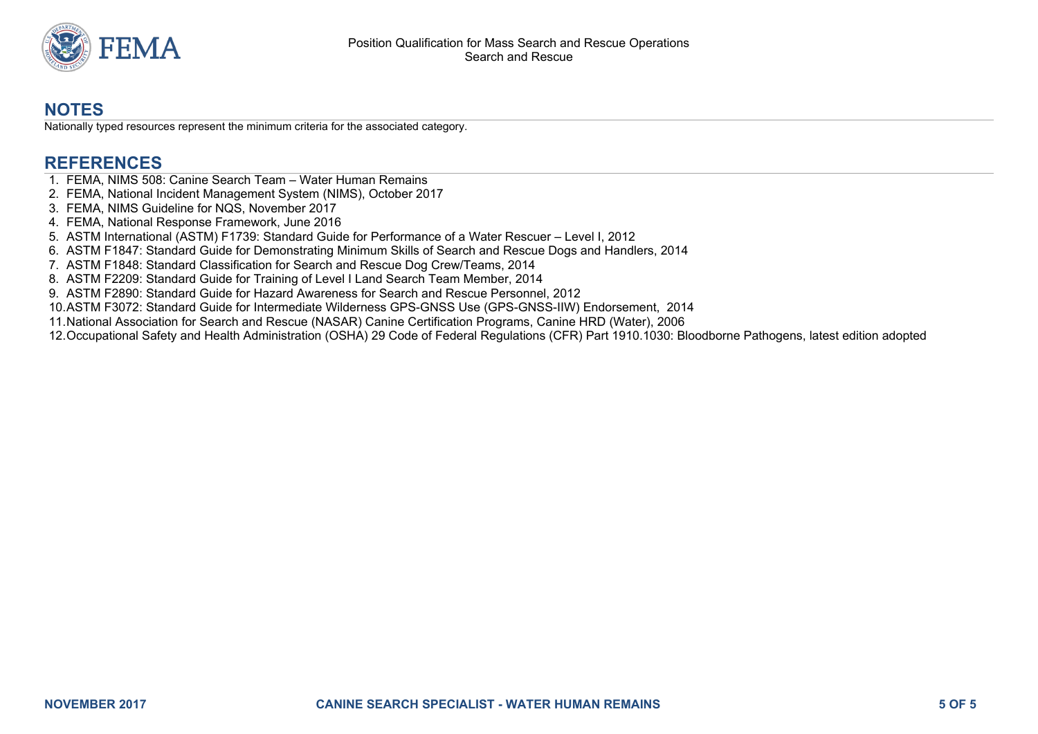## NOTES

Nationally typed resources represent the minimum criteria for the associated category.

## REFERENCES

1. FEMA, NIMS 508: Canine Search Team – Water Human Remains
2. FEMA, National Incident Management System (NIMS), October 2017
3. FEMA, NIMS Guideline for NQS, November 2017
4. FEMA, National Response Framework, June 2016
5. ASTM International (ASTM) F1739: Standard Guide for Performance of a Water Rescuer – Level I, 2012
6. ASTM F1847: Standard Guide for Demonstrating Minimum Skills of Search and Rescue Dogs and Handlers, 2014
7. ASTM F1848: Standard Classification for Search and Rescue Dog Crew/Teams, 2014
8. ASTM F2209: Standard Guide for Training of Level I Land Search Team Member, 2014
9. ASTM F2890: Standard Guide for Hazard Awareness for Search and Rescue Personnel, 2012
10. ASTM F3072: Standard Guide for Intermediate Wilderness GPS-GNSS Use (GPS-GNSS-IIW) Endorsement, 2014
11. National Association for Search and Rescue (NASAR) Canine Certification Programs, Canine HRD (Water), 2006
12. Occupational Safety and Health Administration (OSHA) 29 Code of Federal Regulations (CFR) Part 1910.1030: Bloodborne Pathogens, latest edition adopted